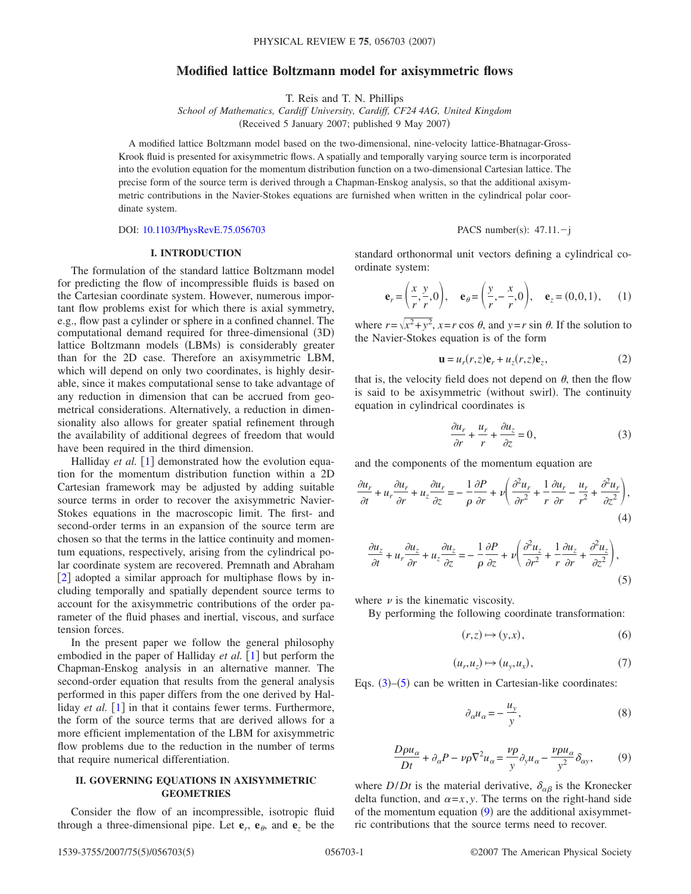# Modified lattice Boltzmann model for axisymmetric flows

T. Reis and T. N. Phillips

*School of Mathematics, Cardiff University, Cardiff, CF24 4AG, United Kingdom*

(Received 5 January 2007; published 9 May 2007)

A modified lattice Boltzmann model based on the two-dimensional, nine-velocity lattice-Bhatnagar-Gross-Krook fluid is presented for axisymmetric flows. A spatially and temporally varying source term is incorporated into the evolution equation for the momentum distribution function on a two-dimensional Cartesian lattice. The precise form of the source term is derived through a Chapman-Enskog analysis, so that the additional axisymmetric contributions in the Navier-Stokes equations are furnished when written in the cylindrical polar coordinate system.

DOI: 10.1103/PhysRevE.75.056703

PACS number(s): 47.11.−j

## I. INTRODUCTION

The formulation of the standard lattice Boltzmann model for predicting the flow of incompressible fluids is based on the Cartesian coordinate system. However, numerous important flow problems exist for which there is axial symmetry, e.g., flow past a cylinder or sphere in a confined channel. The computational demand required for three-dimensional (3D) lattice Boltzmann models (LBMs) is considerably greater than for the 2D case. Therefore an axisymmetric LBM, which will depend on only two coordinates, is highly desirable, since it makes computational sense to take advantage of any reduction in dimension that can be accrued from geometrical considerations. Alternatively, a reduction in dimensionality also allows for greater spatial refinement through the availability of additional degrees of freedom that would have been required in the third dimension.

Halliday *et al.* [1] demonstrated how the evolution equation for the momentum distribution function within a 2D Cartesian framework may be adjusted by adding suitable source terms in order to recover the axisymmetric Navier-Stokes equations in the macroscopic limit. The first- and second-order terms in an expansion of the source term are chosen so that the terms in the lattice continuity and momentum equations, respectively, arising from the cylindrical polar coordinate system are recovered. Premnath and Abraham [2] adopted a similar approach for multiphase flows by including temporally and spatially dependent source terms to account for the axisymmetric contributions of the order parameter of the fluid phases and inertial, viscous, and surface tension forces.

In the present paper we follow the general philosophy embodied in the paper of Halliday *et al.* [1] but perform the Chapman-Enskog analysis in an alternative manner. The second-order equation that results from the general analysis performed in this paper differs from the one derived by Halliday *et al.* [1] in that it contains fewer terms. Furthermore, the form of the source terms that are derived allows for a more efficient implementation of the LBM for axisymmetric flow problems due to the reduction in the number of terms that require numerical differentiation.

## II. GOVERNING EQUATIONS IN AXISYMMETRIC GEOMETRIES

Consider the flow of an incompressible, isotropic fluid through a three-dimensional pipe. Let $\mathbf{e}_r$, $\mathbf{e}_\theta$, and $\mathbf{e}_z$ be the standard orthonormal unit vectors defining a cylindrical coordinate system:

$$\mathbf{e}_r = \left(\frac{x}{r}, \frac{y}{r}, 0\right), \quad \mathbf{e}_\theta = \left(\frac{y}{r}, -\frac{x}{r}, 0\right), \quad \mathbf{e}_z = (0,0,1), \tag{1}$$

where $r=\sqrt{x^2+y^2}$, $x=r\cos\theta$, and $y=r\sin\theta$. If the solution to the Navier-Stokes equation is of the form

$$\mathbf{u} = u_r(r,z)\mathbf{e}_r + u_z(r,z)\mathbf{e}_z, \tag{2}$$

that is, the velocity field does not depend on $\theta$, then the flow is said to be axisymmetric (without swirl). The continuity equation in cylindrical coordinates is

$$\frac{\partial u_r}{\partial r} + \frac{u_r}{r} + \frac{\partial u_z}{\partial z} = 0, \tag{3}$$

and the components of the momentum equation are

$$\frac{\partial u_r}{\partial t} + u_r\frac{\partial u_r}{\partial r} + u_z\frac{\partial u_r}{\partial z} = -\frac{1}{\rho}\frac{\partial P}{\partial r} + \nu\left(\frac{\partial^2 u_r}{\partial r^2} + \frac{1}{r}\frac{\partial u_r}{\partial r} - \frac{u_r}{r^2} + \frac{\partial^2 u_r}{\partial z^2}\right), \tag{4}$$

$$\frac{\partial u_z}{\partial t} + u_r\frac{\partial u_z}{\partial r} + u_z\frac{\partial u_z}{\partial z} = -\frac{1}{\rho}\frac{\partial P}{\partial z} + \nu\left(\frac{\partial^2 u_z}{\partial r^2} + \frac{1}{r}\frac{\partial u_z}{\partial r} + \frac{\partial^2 u_z}{\partial z^2}\right), \tag{5}$$

where $\nu$ is the kinematic viscosity.

By performing the following coordinate transformation:

$$(r,z) \mapsto (y,x), \tag{6}$$

$$(u_r,u_z) \mapsto (u_y,u_x), \tag{7}$$

Eqs. (3)–(5) can be written in Cartesian-like coordinates:

$$\partial_\alpha u_\alpha = -\frac{u_y}{y}, \tag{8}$$

$$\frac{D\rho u_\alpha}{Dt} + \partial_\alpha P - \nu\rho\nabla^2 u_\alpha = \frac{\nu\rho}{y}\partial_y u_\alpha - \frac{\nu\rho u_\alpha}{y^2}\delta_{\alpha y}, \tag{9}$$

where $D/Dt$ is the material derivative, $\delta_{\alpha\beta}$ is the Kronecker delta function, and $\alpha=x,y$. The terms on the right-hand side of the momentum equation (9) are the additional axisymmetric contributions that the source terms need to recover.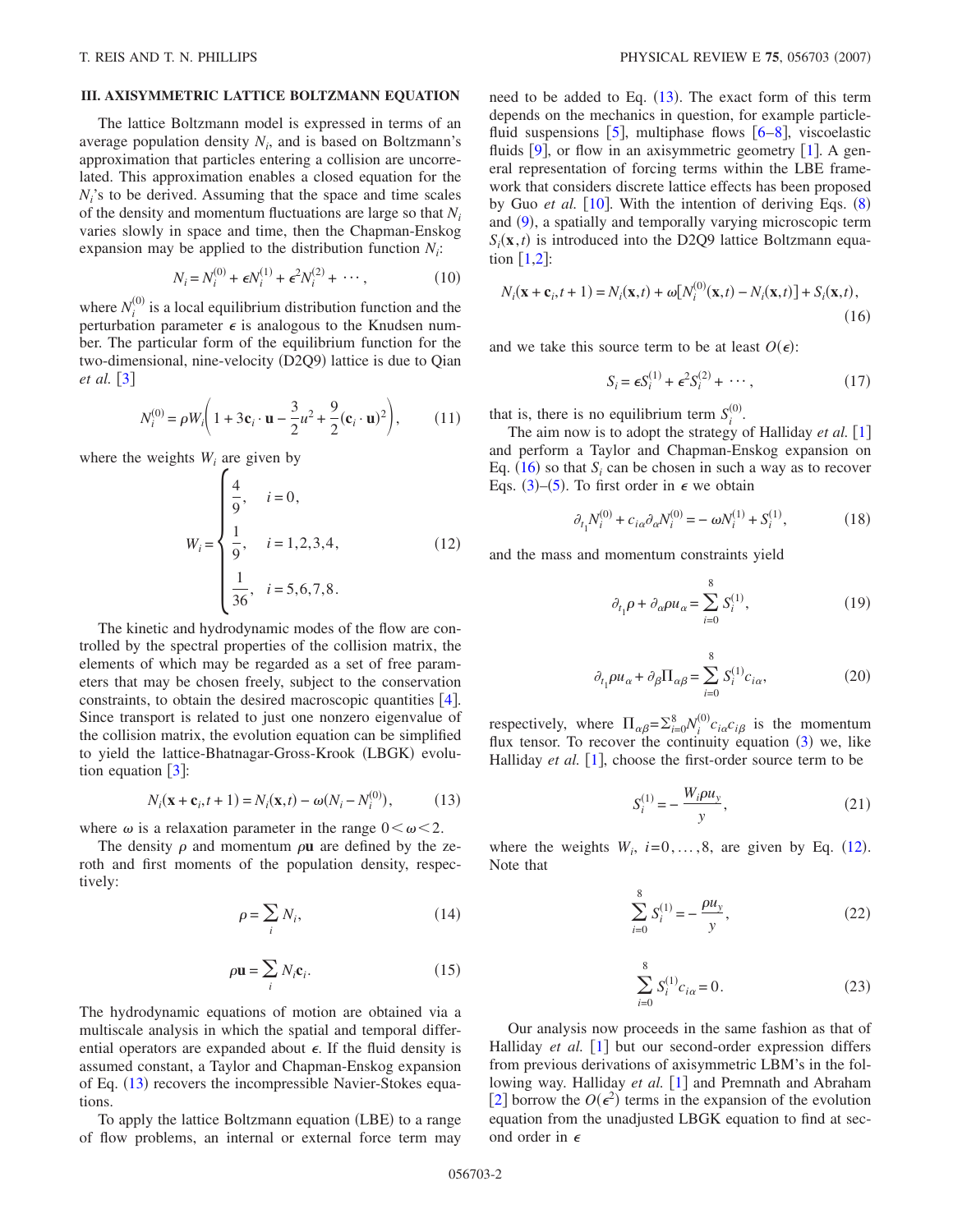### III. AXISYMMETRIC LATTICE BOLTZMANN EQUATION

The lattice Boltzmann model is expressed in terms of an average population density $N_i$, and is based on Boltzmann's approximation that particles entering a collision are uncorrelated. This approximation enables a closed equation for the $N_i$'s to be derived. Assuming that the space and time scales of the density and momentum fluctuations are large so that $N_i$ varies slowly in space and time, then the Chapman-Enskog expansion may be applied to the distribution function $N_i$:

$$N_i = N_i^{(0)} + \epsilon N_i^{(1)} + \epsilon^2 N_i^{(2)} + \cdots , \tag{10}$$

where $N_i^{(0)}$ is a local equilibrium distribution function and the perturbation parameter $\epsilon$ is analogous to the Knudsen number. The particular form of the equilibrium function for the two-dimensional, nine-velocity (D2Q9) lattice is due to Qian *et al.* [3]

$$N_i^{(0)} = \rho W_i \left( 1 + 3\mathbf{c}_i \cdot \mathbf{u} - \frac{3}{2}u^2 + \frac{9}{2}(\mathbf{c}_i \cdot \mathbf{u})^2 \right), \tag{11}$$

where the weights $W_i$ are given by

$$W_i = \begin{cases} \dfrac{4}{9}, & i = 0, \\[6pt] \dfrac{1}{9}, & i = 1,2,3,4, \\[6pt] \dfrac{1}{36}, & i = 5,6,7,8. \end{cases} \tag{12}$$

The kinetic and hydrodynamic modes of the flow are controlled by the spectral properties of the collision matrix, the elements of which may be regarded as a set of free parameters that may be chosen freely, subject to the conservation constraints, to obtain the desired macroscopic quantities [4]. Since transport is related to just one nonzero eigenvalue of the collision matrix, the evolution equation can be simplified to yield the lattice-Bhatnagar-Gross-Krook (LBGK) evolution equation [3]:

$$N_i(\mathbf{x} + \mathbf{c}_i, t+1) = N_i(\mathbf{x}, t) - \omega(N_i - N_i^{(0)}), \tag{13}$$

where $\omega$ is a relaxation parameter in the range $0 < \omega < 2$.

The density $\rho$ and momentum $\rho \mathbf{u}$ are defined by the zeroth and first moments of the population density, respectively:

$$\rho = \sum_i N_i, \tag{14}$$

$$\rho \mathbf{u} = \sum_i N_i \mathbf{c}_i. \tag{15}$$

The hydrodynamic equations of motion are obtained via a multiscale analysis in which the spatial and temporal differential operators are expanded about $\epsilon$. If the fluid density is assumed constant, a Taylor and Chapman-Enskog expansion of Eq. (13) recovers the incompressible Navier-Stokes equations.

To apply the lattice Boltzmann equation (LBE) to a range of flow problems, an internal or external force term may need to be added to Eq. (13). The exact form of this term depends on the mechanics in question, for example particle-fluid suspensions [5], multiphase flows [6–8], viscoelastic fluids [9], or flow in an axisymmetric geometry [1]. A general representation of forcing terms within the LBE framework that considers discrete lattice effects has been proposed by Guo *et al.* [10]. With the intention of deriving Eqs. (8) and (9), a spatially and temporally varying microscopic term $S_i(\mathbf{x}, t)$ is introduced into the D2Q9 lattice Boltzmann equation [1,2]:

$$N_i(\mathbf{x} + \mathbf{c}_i, t+1) = N_i(\mathbf{x}, t) + \omega[N_i^{(0)}(\mathbf{x}, t) - N_i(\mathbf{x}, t)] + S_i(\mathbf{x}, t), \tag{16}$$

and we take this source term to be at least $O(\epsilon)$:

$$S_i = \epsilon S_i^{(1)} + \epsilon^2 S_i^{(2)} + \cdots , \tag{17}$$

that is, there is no equilibrium term $S_i^{(0)}$.

The aim now is to adopt the strategy of Halliday *et al.* [1] and perform a Taylor and Chapman-Enskog expansion on Eq. (16) so that $S_i$ can be chosen in such a way as to recover Eqs. (3)–(5). To first order in $\epsilon$ we obtain

$$\partial_{t_1} N_i^{(0)} + c_{i\alpha} \partial_\alpha N_i^{(0)} = -\omega N_i^{(1)} + S_i^{(1)}, \tag{18}$$

and the mass and momentum constraints yield

$$\partial_{t_1} \rho + \partial_\alpha \rho u_\alpha = \sum_{i=0}^{8} S_i^{(1)}, \tag{19}$$

$$\partial_{t_1} \rho u_\alpha + \partial_\beta \Pi_{\alpha\beta} = \sum_{i=0}^{8} S_i^{(1)} c_{i\alpha}, \tag{20}$$

respectively, where $\Pi_{\alpha\beta} = \Sigma_{i=0}^{8} N_i^{(0)} c_{i\alpha} c_{i\beta}$ is the momentum flux tensor. To recover the continuity equation (3) we, like Halliday *et al.* [1], choose the first-order source term to be

$$S_i^{(1)} = -\frac{W_i \rho u_y}{y}, \tag{21}$$

where the weights $W_i$, $i = 0, \ldots, 8$, are given by Eq. (12). Note that

$$\sum_{i=0}^{8} S_i^{(1)} = -\frac{\rho u_y}{y}, \tag{22}$$

$$\sum_{i=0}^{8} S_i^{(1)} c_{i\alpha} = 0. \tag{23}$$

Our analysis now proceeds in the same fashion as that of Halliday *et al.* [1] but our second-order expression differs from previous derivations of axisymmetric LBM's in the following way. Halliday *et al.* [1] and Premnath and Abraham [2] borrow the $O(\epsilon^2)$ terms in the expansion of the evolution equation from the unadjusted LBGK equation to find at second order in $\epsilon$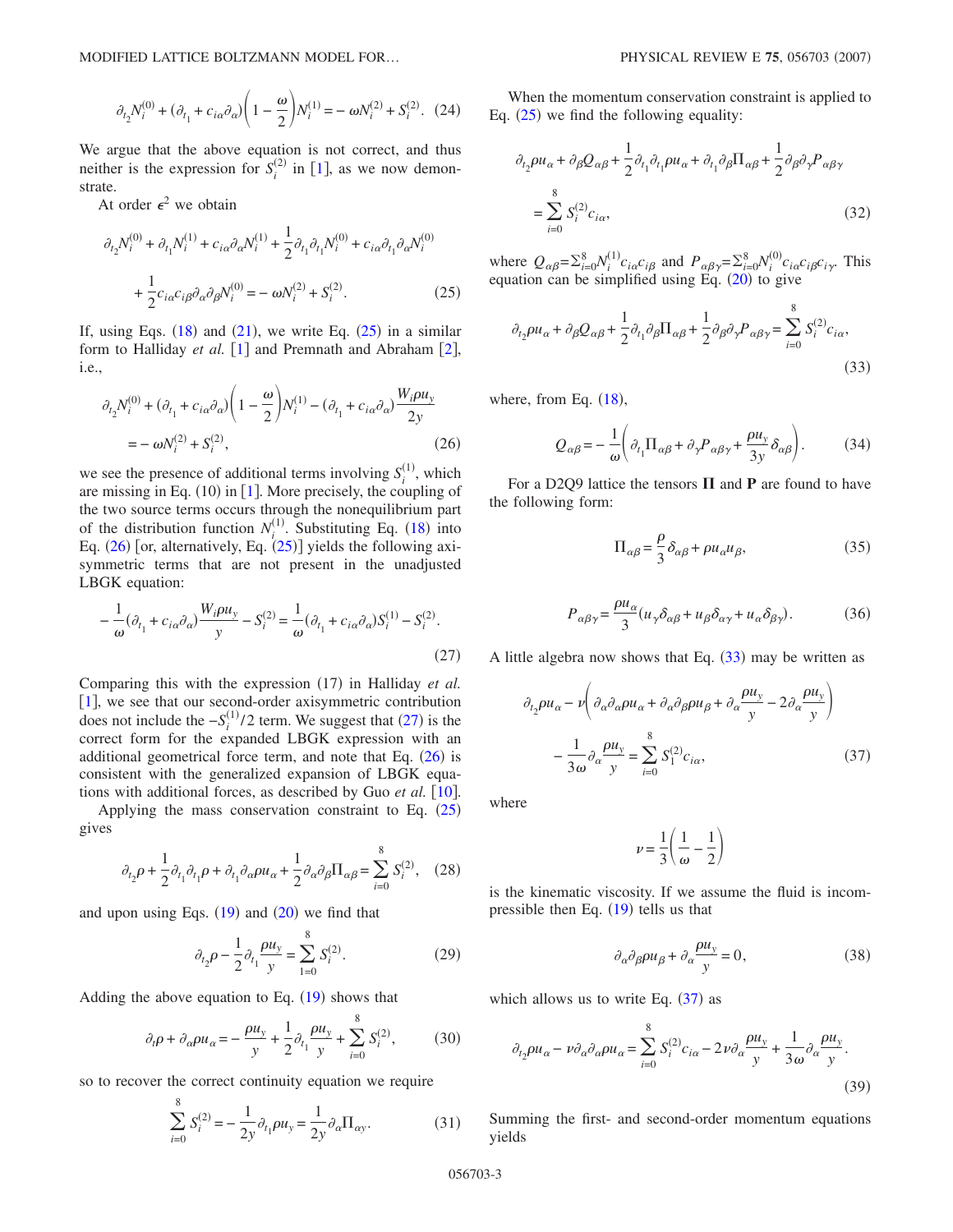$$\partial_{t_2} N_i^{(0)} + (\partial_{t_1} + c_{i\alpha}\partial_\alpha)\left(1 - \frac{\omega}{2}\right) N_i^{(1)} = -\omega N_i^{(2)} + S_i^{(2)}. \quad (24)$$

We argue that the above equation is not correct, and thus neither is the expression for $S_i^{(2)}$ in [1], as we now demonstrate.

At order $\epsilon^2$ we obtain

$$\partial_{t_2} N_i^{(0)} + \partial_{t_1} N_i^{(1)} + c_{i\alpha}\partial_\alpha N_i^{(1)} + \frac{1}{2}\partial_{t_1}\partial_{t_1} N_i^{(0)} + c_{i\alpha}\partial_{t_1}\partial_\alpha N_i^{(0)} + \frac{1}{2} c_{i\alpha} c_{i\beta} \partial_\alpha \partial_\beta N_i^{(0)} = -\omega N_i^{(2)} + S_i^{(2)}. \quad (25)$$

If, using Eqs. (18) and (21), we write Eq. (25) in a similar form to Halliday *et al.* [1] and Premnath and Abraham [2], i.e.,

$$\partial_{t_2} N_i^{(0)} + (\partial_{t_1} + c_{i\alpha}\partial_\alpha)\left(1 - \frac{\omega}{2}\right) N_i^{(1)} - (\partial_{t_1} + c_{i\alpha}\partial_\alpha)\frac{W_i \rho u_y}{2y} = -\omega N_i^{(2)} + S_i^{(2)}, \quad (26)$$

we see the presence of additional terms involving $S_i^{(1)}$, which are missing in Eq. (10) in [1]. More precisely, the coupling of the two source terms occurs through the nonequilibrium part of the distribution function $N_i^{(1)}$. Substituting Eq. (18) into Eq. (26) [or, alternatively, Eq. (25)] yields the following axisymmetric terms that are not present in the unadjusted LBGK equation:

$$-\frac{1}{\omega}(\partial_{t_1} + c_{i\alpha}\partial_\alpha)\frac{W_i \rho u_y}{y} - S_i^{(2)} = \frac{1}{\omega}(\partial_{t_1} + c_{i\alpha}\partial_\alpha) S_i^{(1)} - S_i^{(2)}. \quad (27)$$

Comparing this with the expression (17) in Halliday *et al.* [1], we see that our second-order axisymmetric contribution does not include the $-S_i^{(1)}/2$ term. We suggest that (27) is the correct form for the expanded LBGK expression with an additional geometrical force term, and note that Eq. (26) is consistent with the generalized expansion of LBGK equations with additional forces, as described by Guo *et al.* [10].

Applying the mass conservation constraint to Eq. (25) gives

$$\partial_{t_2}\rho + \frac{1}{2}\partial_{t_1}\partial_{t_1}\rho + \partial_{t_1}\partial_\alpha \rho u_\alpha + \frac{1}{2}\partial_\alpha\partial_\beta \Pi_{\alpha\beta} = \sum_{i=0}^{8} S_i^{(2)}, \quad (28)$$

and upon using Eqs. (19) and (20) we find that

$$\partial_{t_2}\rho - \frac{1}{2}\partial_{t_1}\frac{\rho u_y}{y} = \sum_{1=0}^{8} S_i^{(2)}. \quad (29)$$

Adding the above equation to Eq. (19) shows that

$$\partial_t \rho + \partial_\alpha \rho u_\alpha = -\frac{\rho u_y}{y} + \frac{1}{2}\partial_{t_1}\frac{\rho u_y}{y} + \sum_{i=0}^{8} S_i^{(2)}, \quad (30)$$

so to recover the correct continuity equation we require

$$\sum_{i=0}^{8} S_i^{(2)} = -\frac{1}{2y}\partial_{t_1}\rho u_y = \frac{1}{2y}\partial_\alpha \Pi_{\alpha y}. \quad (31)$$

When the momentum conservation constraint is applied to Eq. (25) we find the following equality:

$$\partial_{t_2}\rho u_\alpha + \partial_\beta Q_{\alpha\beta} + \frac{1}{2}\partial_{t_1}\partial_{t_1}\rho u_\alpha + \partial_{t_1}\partial_\beta \Pi_{\alpha\beta} + \frac{1}{2}\partial_\beta\partial_\gamma P_{\alpha\beta\gamma} = \sum_{i=0}^{8} S_i^{(2)} c_{i\alpha}, \quad (32)$$

where $Q_{\alpha\beta} = \Sigma_{i=0}^{8} N_i^{(1)} c_{i\alpha} c_{i\beta}$ and $P_{\alpha\beta\gamma} = \Sigma_{i=0}^{8} N_i^{(0)} c_{i\alpha} c_{i\beta} c_{i\gamma}$. This equation can be simplified using Eq. (20) to give

$$\partial_{t_2}\rho u_\alpha + \partial_\beta Q_{\alpha\beta} + \frac{1}{2}\partial_{t_1}\partial_\beta \Pi_{\alpha\beta} + \frac{1}{2}\partial_\beta\partial_\gamma P_{\alpha\beta\gamma} = \sum_{i=0}^{8} S_i^{(2)} c_{i\alpha}, \quad (33)$$

where, from Eq. (18),

$$Q_{\alpha\beta} = -\frac{1}{\omega}\left(\partial_{t_1}\Pi_{\alpha\beta} + \partial_\gamma P_{\alpha\beta\gamma} + \frac{\rho u_y}{3y}\delta_{\alpha\beta}\right). \quad (34)$$

For a D2Q9 lattice the tensors $\mathbf{\Pi}$ and $\mathbf{P}$ are found to have the following form:

$$\Pi_{\alpha\beta} = \frac{\rho}{3}\delta_{\alpha\beta} + \rho u_\alpha u_\beta, \quad (35)$$

$$P_{\alpha\beta\gamma} = \frac{\rho u_\alpha}{3}(u_\gamma \delta_{\alpha\beta} + u_\beta \delta_{\alpha\gamma} + u_\alpha \delta_{\beta\gamma}). \quad (36)$$

A little algebra now shows that Eq. (33) may be written as

$$\partial_{t_2}\rho u_\alpha - \nu\left(\partial_\alpha\partial_\alpha \rho u_\alpha + \partial_\alpha\partial_\beta \rho u_\beta + \partial_\alpha \frac{\rho u_y}{y} - 2\partial_\alpha \frac{\rho u_y}{y}\right) - \frac{1}{3\omega}\partial_\alpha \frac{\rho u_y}{y} = \sum_{i=0}^{8} S_1^{(2)} c_{i\alpha}, \quad (37)$$

where

$$\nu = \frac{1}{3}\left(\frac{1}{\omega} - \frac{1}{2}\right)$$

is the kinematic viscosity. If we assume the fluid is incompressible then Eq. (19) tells us that

$$\partial_\alpha\partial_\beta \rho u_\beta + \partial_\alpha \frac{\rho u_y}{y} = 0, \quad (38)$$

which allows us to write Eq. (37) as

$$\partial_{t_2}\rho u_\alpha - \nu\partial_\alpha\partial_\alpha \rho u_\alpha = \sum_{i=0}^{8} S_i^{(2)} c_{i\alpha} - 2\nu\partial_\alpha \frac{\rho u_y}{y} + \frac{1}{3\omega}\partial_\alpha \frac{\rho u_y}{y}. \quad (39)$$

Summing the first- and second-order momentum equations yields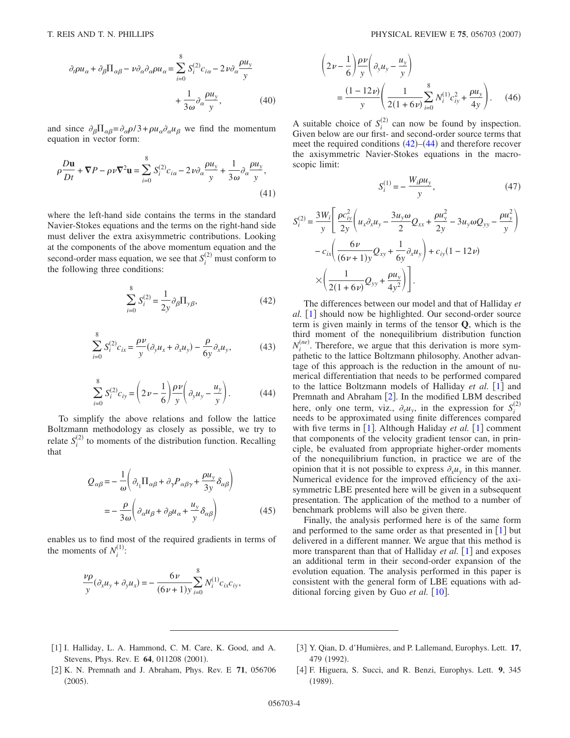$$\partial_t \rho u_\alpha + \partial_\beta \Pi_{\alpha\beta} - \nu \partial_\alpha \partial_\alpha \rho u_\alpha = \sum_{i=0}^{8} S_i^{(2)} c_{i\alpha} - 2\nu \partial_\alpha \frac{\rho u_y}{y} + \frac{1}{3\omega} \partial_\alpha \frac{\rho u_y}{y}, \tag{40}$$

and since $\partial_\beta \Pi_{\alpha\beta} = \partial_\alpha \rho / 3 + \rho u_\alpha \partial_\alpha u_\beta$ we find the momentum equation in vector form:

$$\rho \frac{D\mathbf{u}}{Dt} + \nabla P - \rho \nu \nabla^2 \mathbf{u} = \sum_{i=0}^{8} S_i^{(2)} c_{i\alpha} - 2\nu \partial_\alpha \frac{\rho u_y}{y} + \frac{1}{3\omega} \partial_\alpha \frac{\rho u_y}{y}, \tag{41}$$

where the left-hand side contains the terms in the standard Navier-Stokes equations and the terms on the right-hand side must deliver the extra axisymmetric contributions. Looking at the components of the above momentum equation and the second-order mass equation, we see that $S_i^{(2)}$ must conform to the following three conditions:

$$\sum_{i=0}^{8} S_i^{(2)} = \frac{1}{2y} \partial_\beta \Pi_{y\beta}, \tag{42}$$

$$\sum_{i=0}^{8} S_i^{(2)} c_{ix} = \frac{\rho \nu}{y} (\partial_y u_x + \partial_x u_y) - \frac{\rho}{6y} \partial_x u_y, \tag{43}$$

$$\sum_{i=0}^{8} S_i^{(2)} c_{iy} = \left( 2\nu - \frac{1}{6} \right) \frac{\rho \nu}{y} \left( \partial_y u_y - \frac{u_y}{y} \right). \tag{44}$$

To simplify the above relations and follow the lattice Boltzmann methodology as closely as possible, we try to relate $S_i^{(2)}$ to moments of the distribution function. Recalling that

$$Q_{\alpha\beta} = -\frac{1}{\omega} \left( \partial_{t_1} \Pi_{\alpha\beta} + \partial_\gamma P_{\alpha\beta\gamma} + \frac{\rho u_y}{3y} \delta_{\alpha\beta} \right) = -\frac{\rho}{3\omega} \left( \partial_\alpha u_\beta + \partial_\beta u_\alpha + \frac{u_y}{y} \delta_{\alpha\beta} \right) \tag{45}$$

enables us to find most of the required gradients in terms of the moments of $N_i^{(1)}$:

$$\frac{\nu \rho}{y} (\partial_x u_y + \partial_y u_x) = -\frac{6\nu}{(6\nu + 1) y} \sum_{i=0}^{8} N_i^{(1)} c_{ix} c_{iy},$$

$$\left( 2\nu - \frac{1}{6} \right) \frac{\rho \nu}{y} \left( \partial_y u_y - \frac{u_y}{y} \right) = \frac{(1 - 12\nu)}{y} \left( \frac{1}{2(1 + 6\nu)} \sum_{i=0}^{8} N_i^{(1)} c_{iy}^2 + \frac{\rho u_y}{4y} \right). \tag{46}$$

A suitable choice of $S_i^{(2)}$ can now be found by inspection. Given below are our first- and second-order source terms that meet the required conditions (42)–(44) and therefore recover the axisymmetric Navier-Stokes equations in the macroscopic limit:

$$S_i^{(1)} = -\frac{W_i \rho u_y}{y}, \tag{47}$$

$$S_i^{(2)} = \frac{3W_i}{y} \Bigg[ \frac{\rho c_{iy}^2}{2y} \left( u_x \partial_x u_y - \frac{3 u_y \omega}{2} Q_{xx} + \frac{\rho u_y^2}{2y} - 3 u_y \omega Q_{yy} - \frac{\rho u_y^2}{y} \right) - c_{ix} \left( \frac{6\nu}{(6\nu + 1) y} Q_{xy} + \frac{1}{6y} \partial_x u_y \right) + c_{iy} (1 - 12\nu) \times \left( \frac{1}{2(1 + 6\nu)} Q_{yy} + \frac{\rho u_y}{4y^2} \right) \Bigg].$$

The differences between our model and that of Halliday *et al.* [1] should now be highlighted. Our second-order source term is given mainly in terms of the tensor $\mathbf{Q}$, which is the third moment of the nonequilibrium distribution function $N_i^{(ne)}$. Therefore, we argue that this derivation is more sympathetic to the lattice Boltzmann philosophy. Another advantage of this approach is the reduction in the amount of numerical differentiation that needs to be performed compared to the lattice Boltzmann models of Halliday *et al.* [1] and Premnath and Abraham [2]. In the modified LBM described here, only one term, viz., $\partial_x u_y$, in the expression for $S_i^{(2)}$ needs to be approximated using finite differences compared with five terms in [1]. Although Haliday *et al.* [1] comment that components of the velocity gradient tensor can, in principle, be evaluated from appropriate higher-order moments of the nonequilibrium function, in practice we are of the opinion that it is not possible to express $\partial_x u_y$ in this manner. Numerical evidence for the improved efficiency of the axisymmetric LBE presented here will be given in a subsequent presentation. The application of the method to a number of benchmark problems will also be given there.

Finally, the analysis performed here is of the same form and performed to the same order as that presented in [1] but delivered in a different manner. We argue that this method is more transparent than that of Halliday *et al.* [1] and exposes an additional term in their second-order expansion of the evolution equation. The analysis performed in this paper is consistent with the general form of LBE equations with additional forcing given by Guo *et al.* [10].

---

[1] I. Halliday, L. A. Hammond, C. M. Care, K. Good, and A. Stevens, Phys. Rev. E **64**, 011208 (2001).

[2] K. N. Premnath and J. Abraham, Phys. Rev. E **71**, 056706 (2005).

[3] Y. Qian, D. d'Humières, and P. Lallemand, Europhys. Lett. **17**, 479 (1992).

[4] F. Higuera, S. Succi, and R. Benzi, Europhys. Lett. **9**, 345 (1989).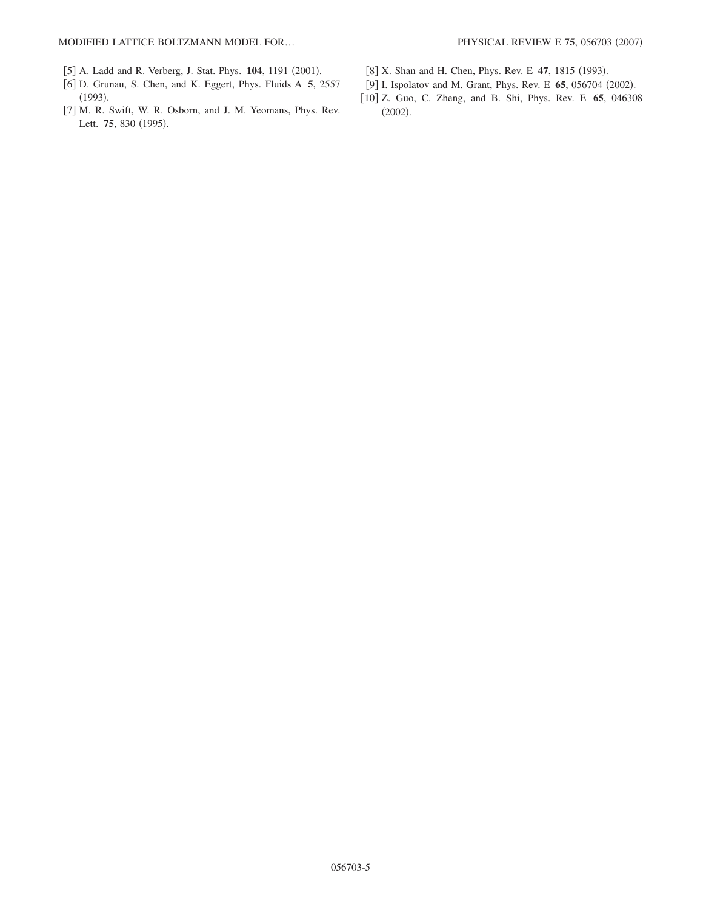[5] A. Ladd and R. Verberg, J. Stat. Phys. **104**, 1191 (2001).

[6] D. Grunau, S. Chen, and K. Eggert, Phys. Fluids A **5**, 2557 (1993).

[7] M. R. Swift, W. R. Osborn, and J. M. Yeomans, Phys. Rev. Lett. **75**, 830 (1995).

[8] X. Shan and H. Chen, Phys. Rev. E **47**, 1815 (1993).

[9] I. Ispolatov and M. Grant, Phys. Rev. E **65**, 056704 (2002).

[10] Z. Guo, C. Zheng, and B. Shi, Phys. Rev. E **65**, 046308 (2002).